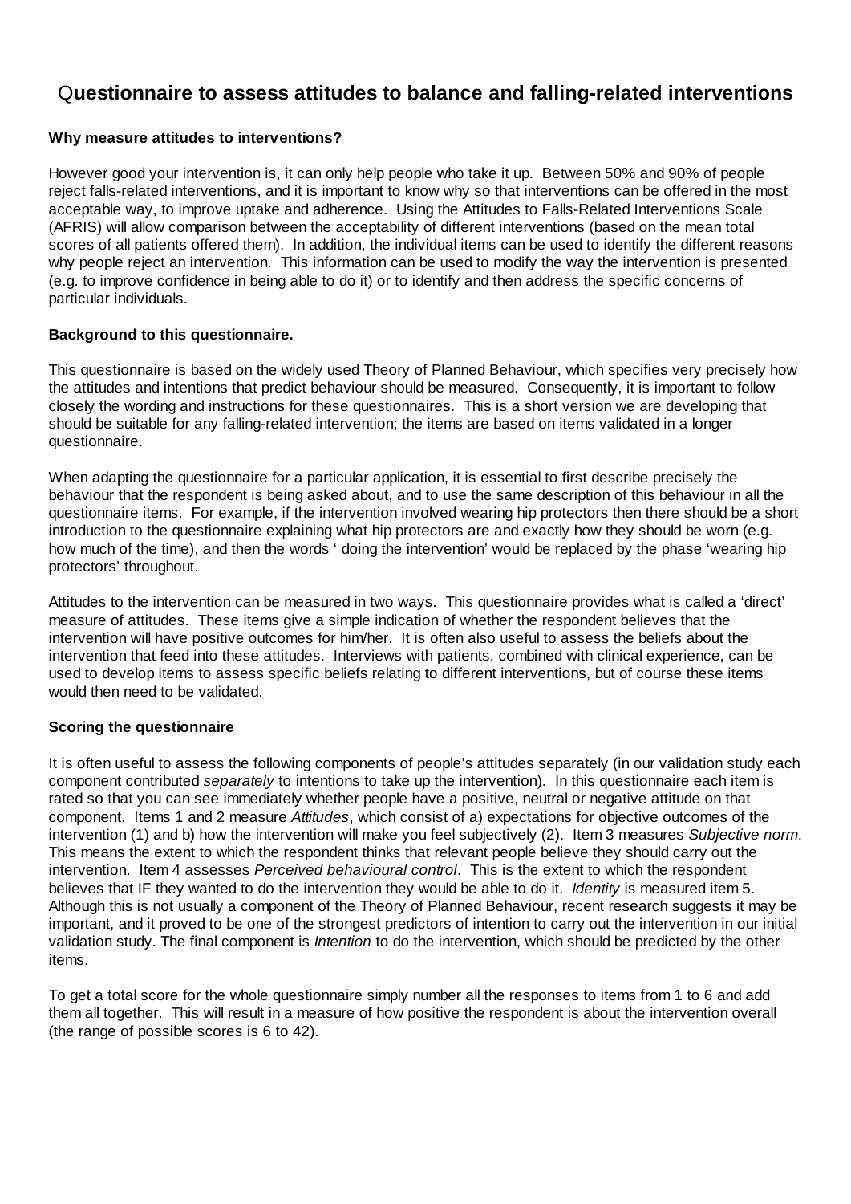# Questionnaire to assess attitudes to balance and falling-related interventions

**Why measure attitudes to interventions?**

However good your intervention is, it can only help people who take it up. Between 50% and 90% of people reject falls-related interventions, and it is important to know why so that interventions can be offered in the most acceptable way, to improve uptake and adherence. Using the Attitudes to Falls-Related Interventions Scale (AFRIS) will allow comparison between the acceptability of different interventions (based on the mean total scores of all patients offered them). In addition, the individual items can be used to identify the different reasons why people reject an intervention. This information can be used to modify the way the intervention is presented (e.g. to improve confidence in being able to do it) or to identify and then address the specific concerns of particular individuals.

**Background to this questionnaire.**

This questionnaire is based on the widely used Theory of Planned Behaviour, which specifies very precisely how the attitudes and intentions that predict behaviour should be measured. Consequently, it is important to follow closely the wording and instructions for these questionnaires. This is a short version we are developing that should be suitable for any falling-related intervention; the items are based on items validated in a longer questionnaire.

When adapting the questionnaire for a particular application, it is essential to first describe precisely the behaviour that the respondent is being asked about, and to use the same description of this behaviour in all the questionnaire items. For example, if the intervention involved wearing hip protectors then there should be a short introduction to the questionnaire explaining what hip protectors are and exactly how they should be worn (e.g. how much of the time), and then the words ' doing the intervention' would be replaced by the phase 'wearing hip protectors' throughout.

Attitudes to the intervention can be measured in two ways. This questionnaire provides what is called a 'direct' measure of attitudes. These items give a simple indication of whether the respondent believes that the intervention will have positive outcomes for him/her. It is often also useful to assess the beliefs about the intervention that feed into these attitudes. Interviews with patients, combined with clinical experience, can be used to develop items to assess specific beliefs relating to different interventions, but of course these items would then need to be validated.

**Scoring the questionnaire**

It is often useful to assess the following components of people's attitudes separately (in our validation study each component contributed *separately* to intentions to take up the intervention). In this questionnaire each item is rated so that you can see immediately whether people have a positive, neutral or negative attitude on that component. Items 1 and 2 measure *Attitudes*, which consist of a) expectations for objective outcomes of the intervention (1) and b) how the intervention will make you feel subjectively (2). Item 3 measures *Subjective norm*. This means the extent to which the respondent thinks that relevant people believe they should carry out the intervention. Item 4 assesses *Perceived behavioural control*. This is the extent to which the respondent believes that IF they wanted to do the intervention they would be able to do it. *Identity* is measured item 5. Although this is not usually a component of the Theory of Planned Behaviour, recent research suggests it may be important, and it proved to be one of the strongest predictors of intention to carry out the intervention in our initial validation study. The final component is *Intention* to do the intervention, which should be predicted by the other items.

To get a total score for the whole questionnaire simply number all the responses to items from 1 to 6 and add them all together. This will result in a measure of how positive the respondent is about the intervention overall (the range of possible scores is 6 to 42).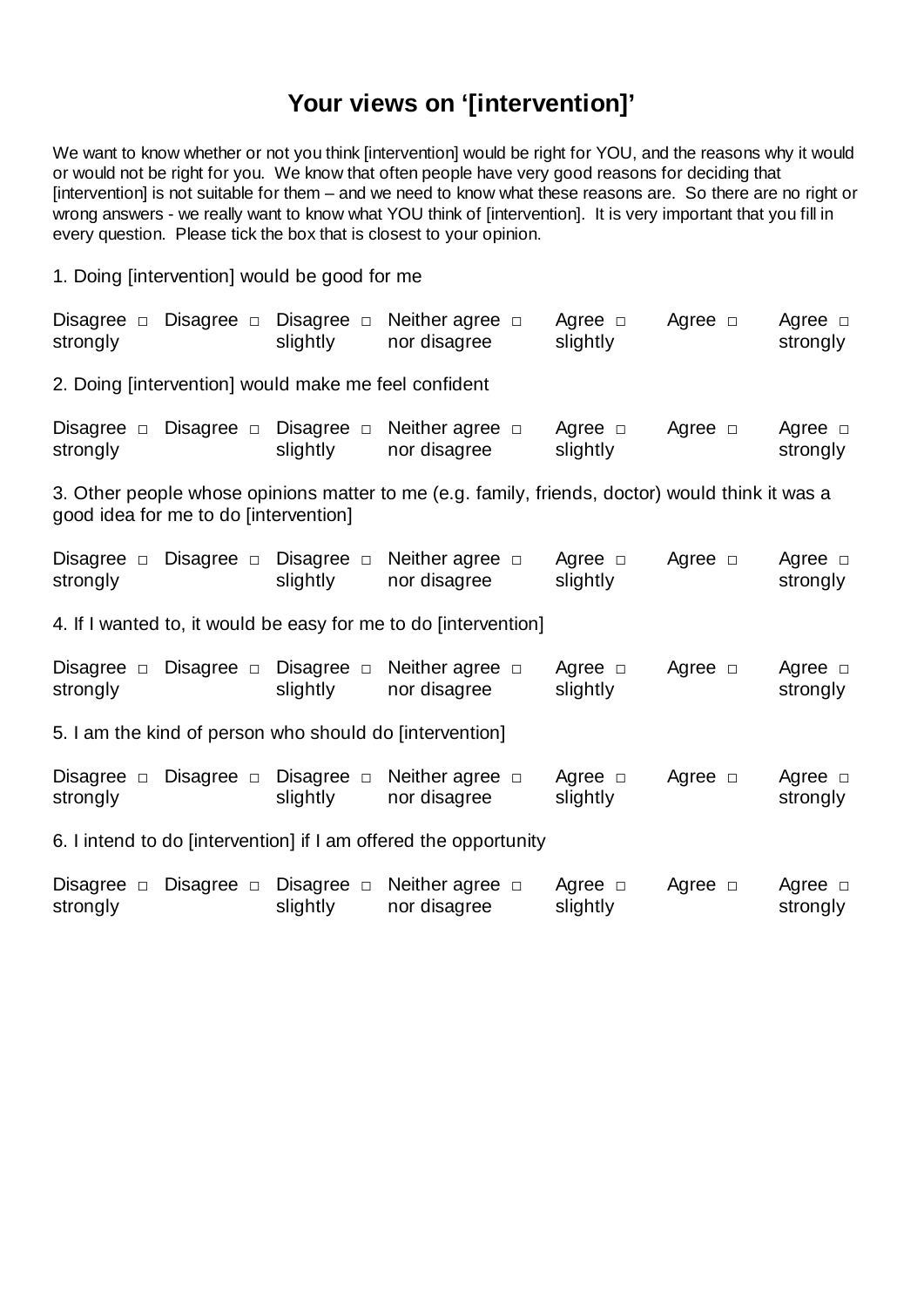# Your views on '[intervention]'

We want to know whether or not you think [intervention] would be right for YOU, and the reasons why it would or would not be right for you. We know that often people have very good reasons for deciding that [intervention] is not suitable for them – and we need to know what these reasons are. So there are no right or wrong answers - we really want to know what YOU think of [intervention]. It is very important that you fill in every question. Please tick the box that is closest to your opinion.

1. Doing [intervention] would be good for me

| Disagree strongly □ | Disagree □ | Disagree slightly □ | Neither agree nor disagree □ | Agree slightly □ | Agree □ | Agree strongly □ |
|---|---|---|---|---|---|---|

2. Doing [intervention] would make me feel confident

| Disagree strongly □ | Disagree □ | Disagree slightly □ | Neither agree nor disagree □ | Agree slightly □ | Agree □ | Agree strongly □ |
|---|---|---|---|---|---|---|

3. Other people whose opinions matter to me (e.g. family, friends, doctor) would think it was a good idea for me to do [intervention]

| Disagree strongly □ | Disagree □ | Disagree slightly □ | Neither agree nor disagree □ | Agree slightly □ | Agree □ | Agree strongly □ |
|---|---|---|---|---|---|---|

4. If I wanted to, it would be easy for me to do [intervention]

| Disagree strongly □ | Disagree □ | Disagree slightly □ | Neither agree nor disagree □ | Agree slightly □ | Agree □ | Agree strongly □ |
|---|---|---|---|---|---|---|

5. I am the kind of person who should do [intervention]

| Disagree strongly □ | Disagree □ | Disagree slightly □ | Neither agree nor disagree □ | Agree slightly □ | Agree □ | Agree strongly □ |
|---|---|---|---|---|---|---|

6. I intend to do [intervention] if I am offered the opportunity

| Disagree strongly □ | Disagree □ | Disagree slightly □ | Neither agree nor disagree □ | Agree slightly □ | Agree □ | Agree strongly □ |
|---|---|---|---|---|---|---|